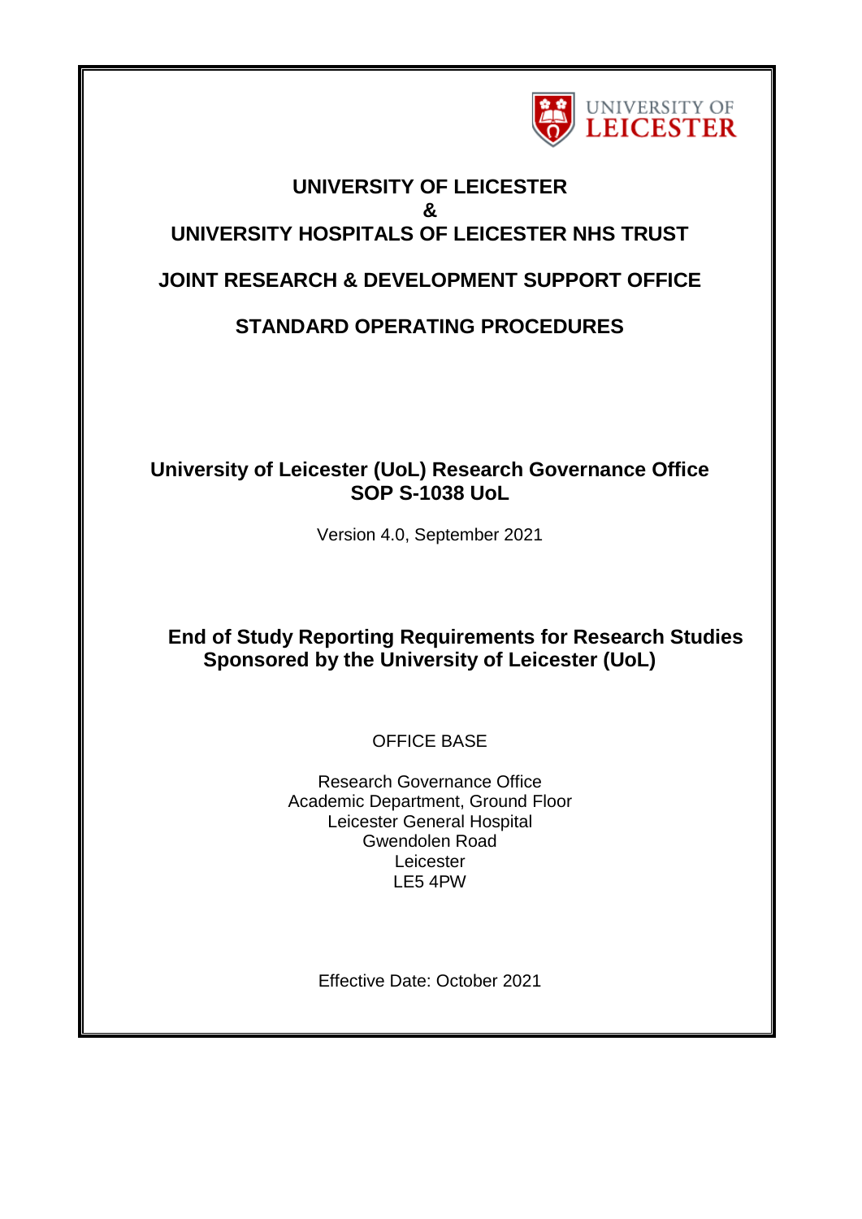UNIVERSITY OF LEICESTER

# UNIVERSITY OF LEICESTER
# &
# UNIVERSITY HOSPITALS OF LEICESTER NHS TRUST

## JOINT RESEARCH & DEVELOPMENT SUPPORT OFFICE

## STANDARD OPERATING PROCEDURES

## University of Leicester (UoL) Research Governance Office
## SOP S-1038 UoL

Version 4.0, September 2021

## End of Study Reporting Requirements for Research Studies Sponsored by the University of Leicester (UoL)

OFFICE BASE

Research Governance Office
Academic Department, Ground Floor
Leicester General Hospital
Gwendolen Road
Leicester
LE5 4PW

Effective Date: October 2021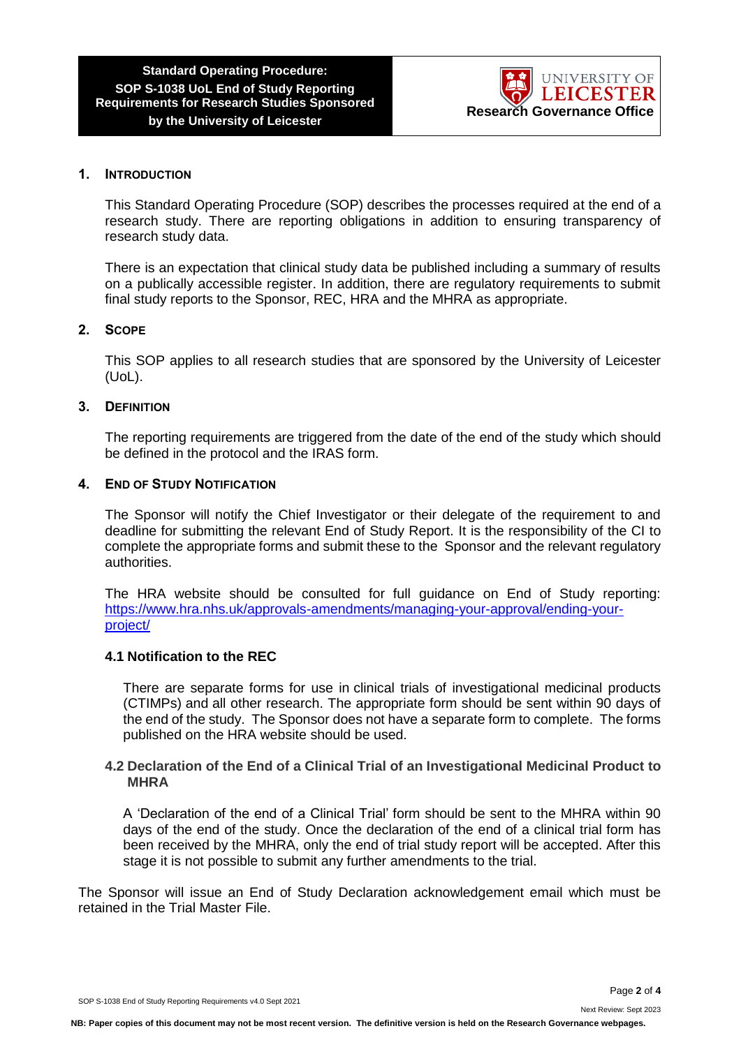## 1. INTRODUCTION

This Standard Operating Procedure (SOP) describes the processes required at the end of a research study. There are reporting obligations in addition to ensuring transparency of research study data.

There is an expectation that clinical study data be published including a summary of results on a publically accessible register. In addition, there are regulatory requirements to submit final study reports to the Sponsor, REC, HRA and the MHRA as appropriate.

## 2. SCOPE

This SOP applies to all research studies that are sponsored by the University of Leicester (UoL).

## 3. DEFINITION

The reporting requirements are triggered from the date of the end of the study which should be defined in the protocol and the IRAS form.

## 4. END OF STUDY NOTIFICATION

The Sponsor will notify the Chief Investigator or their delegate of the requirement to and deadline for submitting the relevant End of Study Report. It is the responsibility of the CI to complete the appropriate forms and submit these to the Sponsor and the relevant regulatory authorities.

The HRA website should be consulted for full guidance on End of Study reporting: https://www.hra.nhs.uk/approvals-amendments/managing-your-approval/ending-your-project/

### 4.1 Notification to the REC

There are separate forms for use in clinical trials of investigational medicinal products (CTIMPs) and all other research. The appropriate form should be sent within 90 days of the end of the study. The Sponsor does not have a separate form to complete. The forms published on the HRA website should be used.

### 4.2 Declaration of the End of a Clinical Trial of an Investigational Medicinal Product to MHRA

A 'Declaration of the end of a Clinical Trial' form should be sent to the MHRA within 90 days of the end of the study. Once the declaration of the end of a clinical trial form has been received by the MHRA, only the end of trial study report will be accepted. After this stage it is not possible to submit any further amendments to the trial.

The Sponsor will issue an End of Study Declaration acknowledgement email which must be retained in the Trial Master File.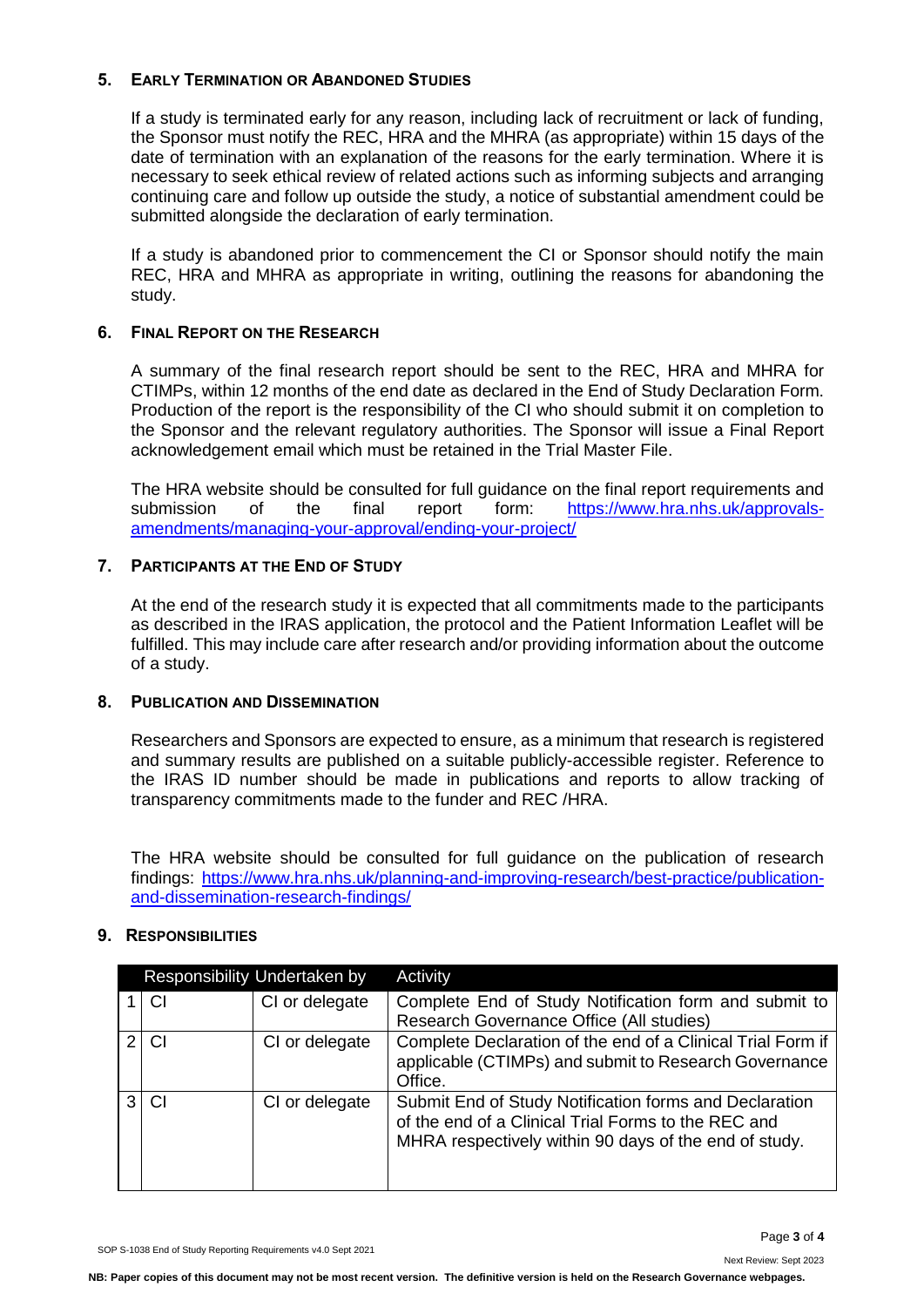## 5. Early Termination or Abandoned Studies

If a study is terminated early for any reason, including lack of recruitment or lack of funding, the Sponsor must notify the REC, HRA and the MHRA (as appropriate) within 15 days of the date of termination with an explanation of the reasons for the early termination. Where it is necessary to seek ethical review of related actions such as informing subjects and arranging continuing care and follow up outside the study, a notice of substantial amendment could be submitted alongside the declaration of early termination.

If a study is abandoned prior to commencement the CI or Sponsor should notify the main REC, HRA and MHRA as appropriate in writing, outlining the reasons for abandoning the study.

## 6. Final Report on the Research

A summary of the final research report should be sent to the REC, HRA and MHRA for CTIMPs, within 12 months of the end date as declared in the End of Study Declaration Form. Production of the report is the responsibility of the CI who should submit it on completion to the Sponsor and the relevant regulatory authorities. The Sponsor will issue a Final Report acknowledgement email which must be retained in the Trial Master File.

The HRA website should be consulted for full guidance on the final report requirements and submission of the final report form: https://www.hra.nhs.uk/approvals-amendments/managing-your-approval/ending-your-project/

## 7. Participants at the End of Study

At the end of the research study it is expected that all commitments made to the participants as described in the IRAS application, the protocol and the Patient Information Leaflet will be fulfilled. This may include care after research and/or providing information about the outcome of a study.

## 8. Publication and Dissemination

Researchers and Sponsors are expected to ensure, as a minimum that research is registered and summary results are published on a suitable publicly-accessible register. Reference to the IRAS ID number should be made in publications and reports to allow tracking of transparency commitments made to the funder and REC /HRA.

The HRA website should be consulted for full guidance on the publication of research findings: https://www.hra.nhs.uk/planning-and-improving-research/best-practice/publication-and-dissemination-research-findings/

## 9. Responsibilities

| | Responsibility | Undertaken by | Activity |
|---|---|---|---|
| 1 | CI | CI or delegate | Complete End of Study Notification form and submit to Research Governance Office (All studies) |
| 2 | CI | CI or delegate | Complete Declaration of the end of a Clinical Trial Form if applicable (CTIMPs) and submit to Research Governance Office. |
| 3 | CI | CI or delegate | Submit End of Study Notification forms and Declaration of the end of a Clinical Trial Forms to the REC and MHRA respectively within 90 days of the end of study. |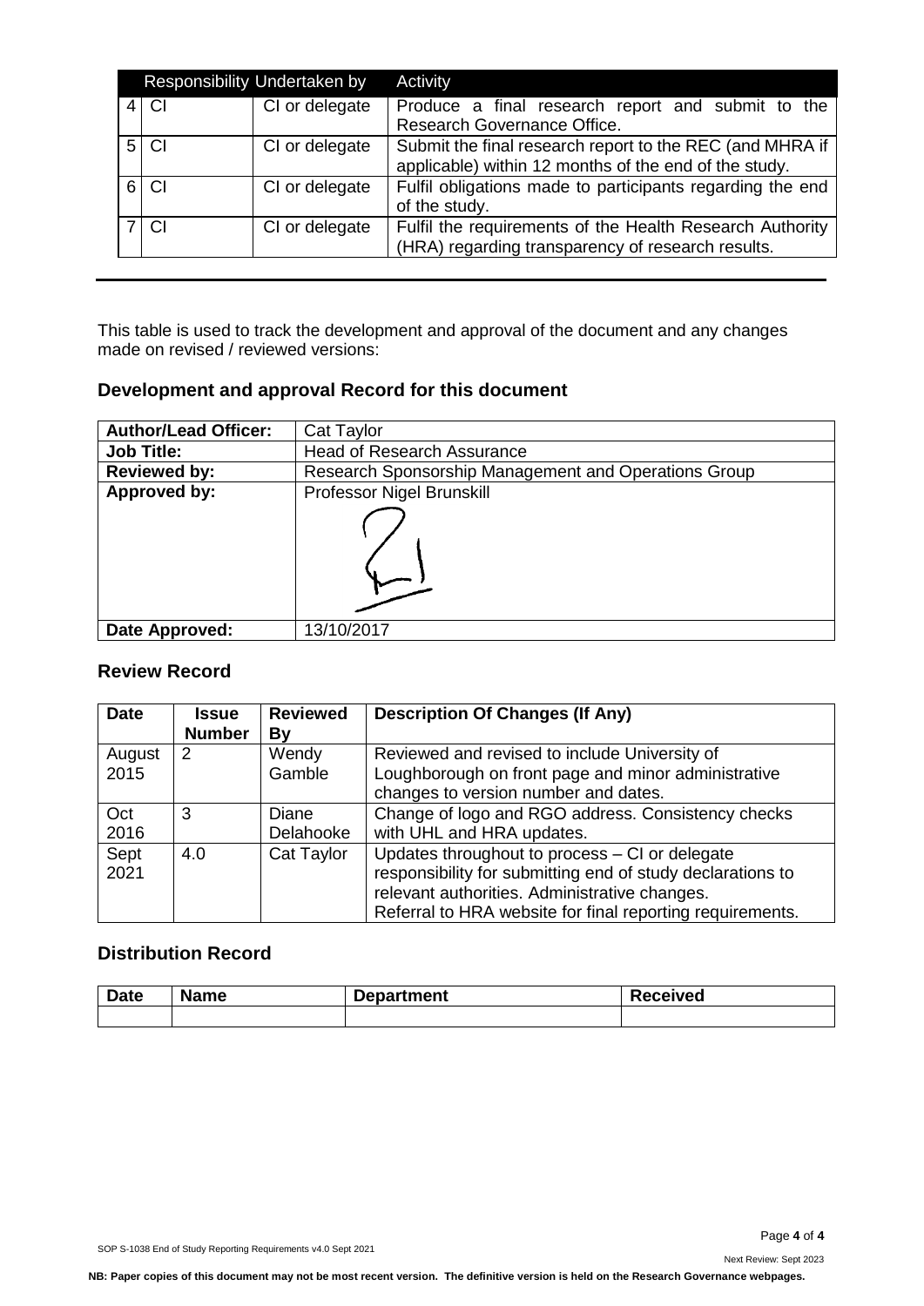| | Responsibility | Undertaken by | Activity |
|---|---|---|---|
| 4 | CI | CI or delegate | Produce a final research report and submit to the Research Governance Office. |
| 5 | CI | CI or delegate | Submit the final research report to the REC (and MHRA if applicable) within 12 months of the end of the study. |
| 6 | CI | CI or delegate | Fulfil obligations made to participants regarding the end of the study. |
| 7 | CI | CI or delegate | Fulfil the requirements of the Health Research Authority (HRA) regarding transparency of research results. |

This table is used to track the development and approval of the document and any changes made on revised / reviewed versions:

## Development and approval Record for this document

| | |
|---|---|
| **Author/Lead Officer:** | Cat Taylor |
| **Job Title:** | Head of Research Assurance |
| **Reviewed by:** | Research Sponsorship Management and Operations Group |
| **Approved by:** | Professor Nigel Brunskill |
| **Date Approved:** | 13/10/2017 |

## Review Record

| Date | Issue Number | Reviewed By | Description Of Changes (If Any) |
|---|---|---|---|
| August 2015 | 2 | Wendy Gamble | Reviewed and revised to include University of Loughborough on front page and minor administrative changes to version number and dates. |
| Oct 2016 | 3 | Diane Delahooke | Change of logo and RGO address. Consistency checks with UHL and HRA updates. |
| Sept 2021 | 4.0 | Cat Taylor | Updates throughout to process – CI or delegate responsibility for submitting end of study declarations to relevant authorities. Administrative changes. Referral to HRA website for final reporting requirements. |

## Distribution Record

| Date | Name | Department | Received |
|---|---|---|---|
| | | | |